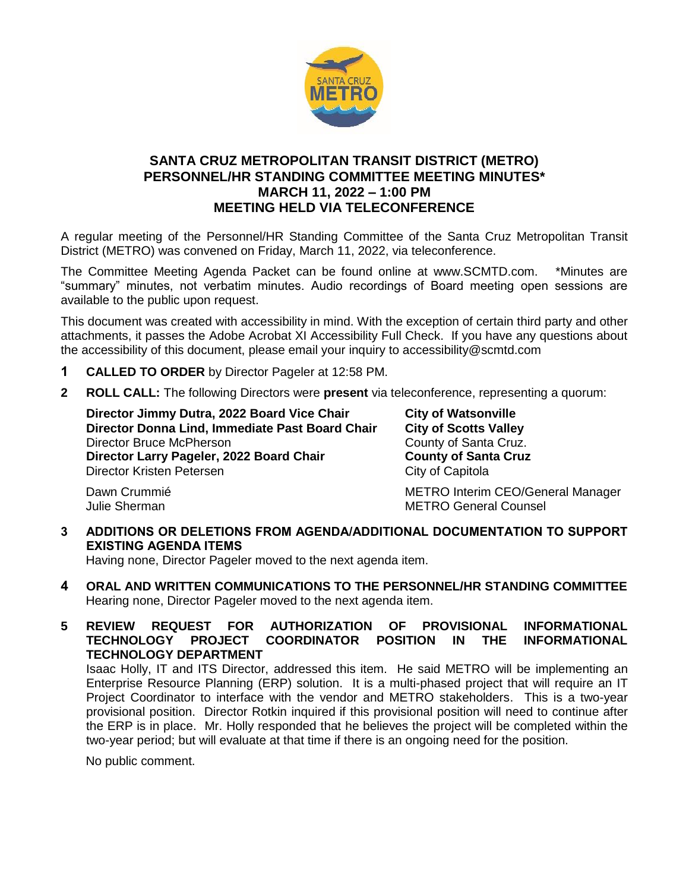# SANTA CRUZ METROPOLITAN TRANSIT DISTRICT (METRO) PERSONNEL/HR STANDING COMMITTEE MEETING MINUTES* MARCH 11, 2022 – 1:00 PM MEETING HELD VIA TELECONFERENCE

A regular meeting of the Personnel/HR Standing Committee of the Santa Cruz Metropolitan Transit District (METRO) was convened on Friday, March 11, 2022, via teleconference.

The Committee Meeting Agenda Packet can be found online at www.SCMTD.com. *Minutes are "summary" minutes, not verbatim minutes. Audio recordings of Board meeting open sessions are available to the public upon request.

This document was created with accessibility in mind. With the exception of certain third party and other attachments, it passes the Adobe Acrobat XI Accessibility Full Check. If you have any questions about the accessibility of this document, please email your inquiry to accessibility@scmtd.com

**1 CALLED TO ORDER** by Director Pageler at 12:58 PM.

**2 ROLL CALL:** The following Directors were **present** via teleconference, representing a quorum:

| | |
|---|---|
| **Director Jimmy Dutra, 2022 Board Vice Chair** | **City of Watsonville** |
| **Director Donna Lind, Immediate Past Board Chair** | **City of Scotts Valley** |
| Director Bruce McPherson | County of Santa Cruz. |
| **Director Larry Pageler, 2022 Board Chair** | **County of Santa Cruz** |
| Director Kristen Petersen | City of Capitola |
| Dawn Crummié | METRO Interim CEO/General Manager |
| Julie Sherman | METRO General Counsel |

**3 ADDITIONS OR DELETIONS FROM AGENDA/ADDITIONAL DOCUMENTATION TO SUPPORT EXISTING AGENDA ITEMS**

Having none, Director Pageler moved to the next agenda item.

**4 ORAL AND WRITTEN COMMUNICATIONS TO THE PERSONNEL/HR STANDING COMMITTEE**

Hearing none, Director Pageler moved to the next agenda item.

**5 REVIEW REQUEST FOR AUTHORIZATION OF PROVISIONAL INFORMATIONAL TECHNOLOGY PROJECT COORDINATOR POSITION IN THE INFORMATIONAL TECHNOLOGY DEPARTMENT**

Isaac Holly, IT and ITS Director, addressed this item. He said METRO will be implementing an Enterprise Resource Planning (ERP) solution. It is a multi-phased project that will require an IT Project Coordinator to interface with the vendor and METRO stakeholders. This is a two-year provisional position. Director Rotkin inquired if this provisional position will need to continue after the ERP is in place. Mr. Holly responded that he believes the project will be completed within the two-year period; but will evaluate at that time if there is an ongoing need for the position.

No public comment.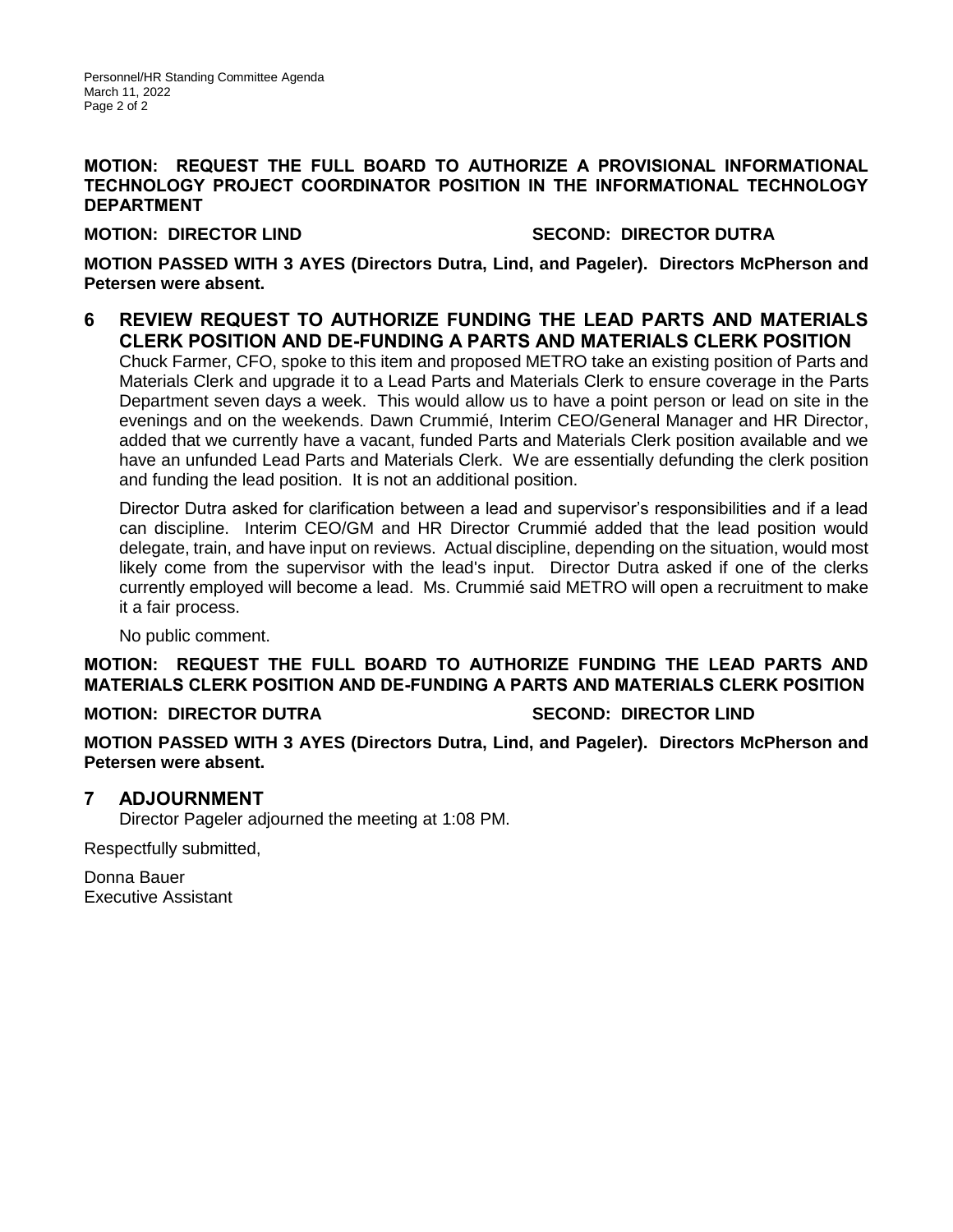**MOTION: REQUEST THE FULL BOARD TO AUTHORIZE A PROVISIONAL INFORMATIONAL TECHNOLOGY PROJECT COORDINATOR POSITION IN THE INFORMATIONAL TECHNOLOGY DEPARTMENT**

**MOTION: DIRECTOR LIND** **SECOND: DIRECTOR DUTRA**

**MOTION PASSED WITH 3 AYES (Directors Dutra, Lind, and Pageler). Directors McPherson and Petersen were absent.**

## 6 REVIEW REQUEST TO AUTHORIZE FUNDING THE LEAD PARTS AND MATERIALS CLERK POSITION AND DE-FUNDING A PARTS AND MATERIALS CLERK POSITION

Chuck Farmer, CFO, spoke to this item and proposed METRO take an existing position of Parts and Materials Clerk and upgrade it to a Lead Parts and Materials Clerk to ensure coverage in the Parts Department seven days a week. This would allow us to have a point person or lead on site in the evenings and on the weekends. Dawn Crummié, Interim CEO/General Manager and HR Director, added that we currently have a vacant, funded Parts and Materials Clerk position available and we have an unfunded Lead Parts and Materials Clerk. We are essentially defunding the clerk position and funding the lead position. It is not an additional position.

Director Dutra asked for clarification between a lead and supervisor's responsibilities and if a lead can discipline. Interim CEO/GM and HR Director Crummié added that the lead position would delegate, train, and have input on reviews. Actual discipline, depending on the situation, would most likely come from the supervisor with the lead's input. Director Dutra asked if one of the clerks currently employed will become a lead. Ms. Crummié said METRO will open a recruitment to make it a fair process.

No public comment.

**MOTION: REQUEST THE FULL BOARD TO AUTHORIZE FUNDING THE LEAD PARTS AND MATERIALS CLERK POSITION AND DE-FUNDING A PARTS AND MATERIALS CLERK POSITION**

**MOTION: DIRECTOR DUTRA** **SECOND: DIRECTOR LIND**

**MOTION PASSED WITH 3 AYES (Directors Dutra, Lind, and Pageler). Directors McPherson and Petersen were absent.**

## 7 ADJOURNMENT

Director Pageler adjourned the meeting at 1:08 PM.

Respectfully submitted,

Donna Bauer
Executive Assistant